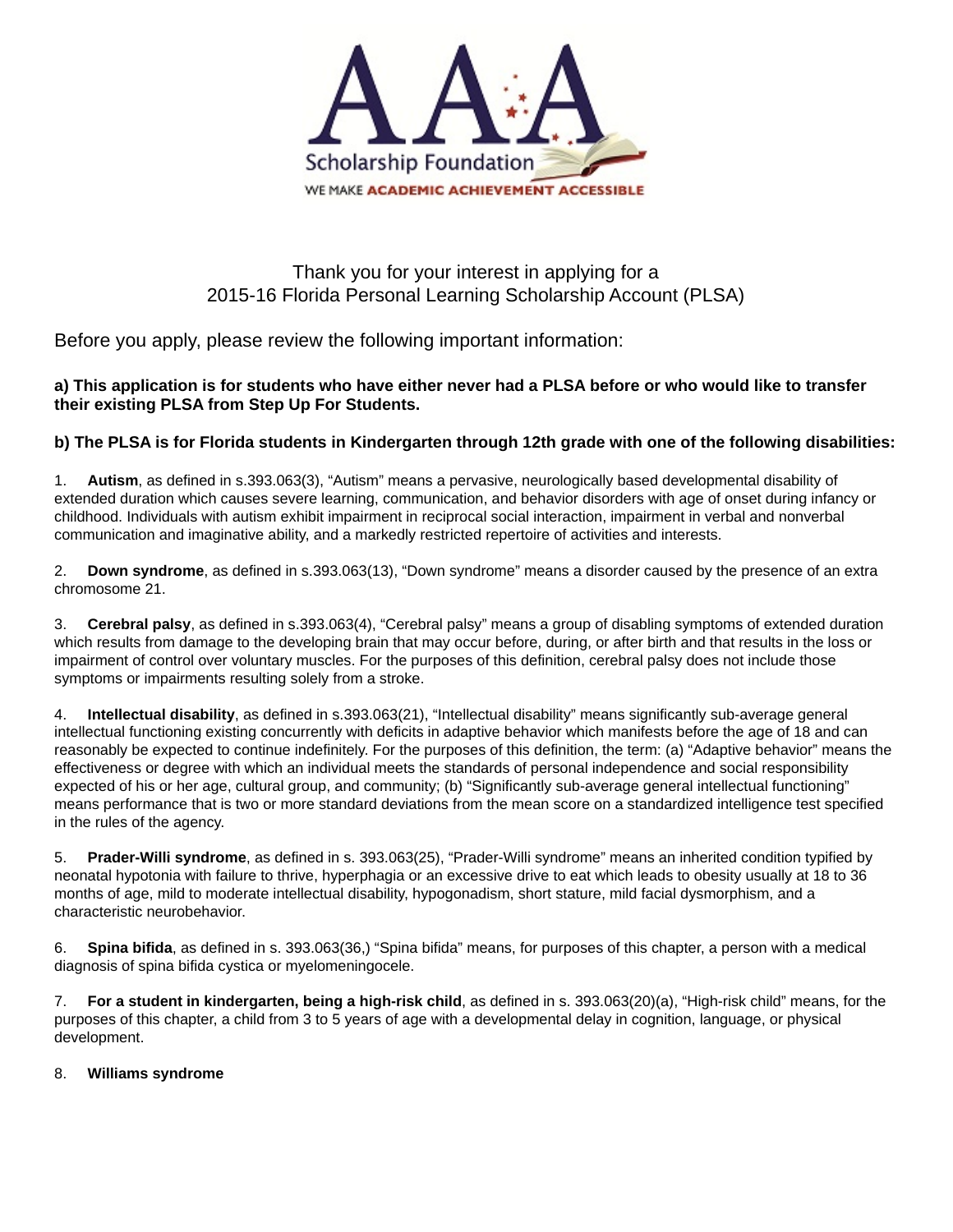AAA Scholarship Foundation

WE MAKE ACADEMIC ACHIEVEMENT ACCESSIBLE

Thank you for your interest in applying for a
2015-16 Florida Personal Learning Scholarship Account (PLSA)

Before you apply, please review the following important information:

**a) This application is for students who have either never had a PLSA before or who would like to transfer their existing PLSA from Step Up For Students.**

**b) The PLSA is for Florida students in Kindergarten through 12th grade with one of the following disabilities:**

1. **Autism**, as defined in s.393.063(3), "Autism" means a pervasive, neurologically based developmental disability of extended duration which causes severe learning, communication, and behavior disorders with age of onset during infancy or childhood. Individuals with autism exhibit impairment in reciprocal social interaction, impairment in verbal and nonverbal communication and imaginative ability, and a markedly restricted repertoire of activities and interests.

2. **Down syndrome**, as defined in s.393.063(13), "Down syndrome" means a disorder caused by the presence of an extra chromosome 21.

3. **Cerebral palsy**, as defined in s.393.063(4), "Cerebral palsy" means a group of disabling symptoms of extended duration which results from damage to the developing brain that may occur before, during, or after birth and that results in the loss or impairment of control over voluntary muscles. For the purposes of this definition, cerebral palsy does not include those symptoms or impairments resulting solely from a stroke.

4. **Intellectual disability**, as defined in s.393.063(21), "Intellectual disability" means significantly sub-average general intellectual functioning existing concurrently with deficits in adaptive behavior which manifests before the age of 18 and can reasonably be expected to continue indefinitely. For the purposes of this definition, the term: (a) "Adaptive behavior" means the effectiveness or degree with which an individual meets the standards of personal independence and social responsibility expected of his or her age, cultural group, and community; (b) "Significantly sub-average general intellectual functioning" means performance that is two or more standard deviations from the mean score on a standardized intelligence test specified in the rules of the agency.

5. **Prader-Willi syndrome**, as defined in s. 393.063(25), "Prader-Willi syndrome" means an inherited condition typified by neonatal hypotonia with failure to thrive, hyperphagia or an excessive drive to eat which leads to obesity usually at 18 to 36 months of age, mild to moderate intellectual disability, hypogonadism, short stature, mild facial dysmorphism, and a characteristic neurobehavior.

6. **Spina bifida**, as defined in s. 393.063(36,) "Spina bifida" means, for purposes of this chapter, a person with a medical diagnosis of spina bifida cystica or myelomeningocele.

7. **For a student in kindergarten, being a high-risk child**, as defined in s. 393.063(20)(a), "High-risk child" means, for the purposes of this chapter, a child from 3 to 5 years of age with a developmental delay in cognition, language, or physical development.

8. **Williams syndrome**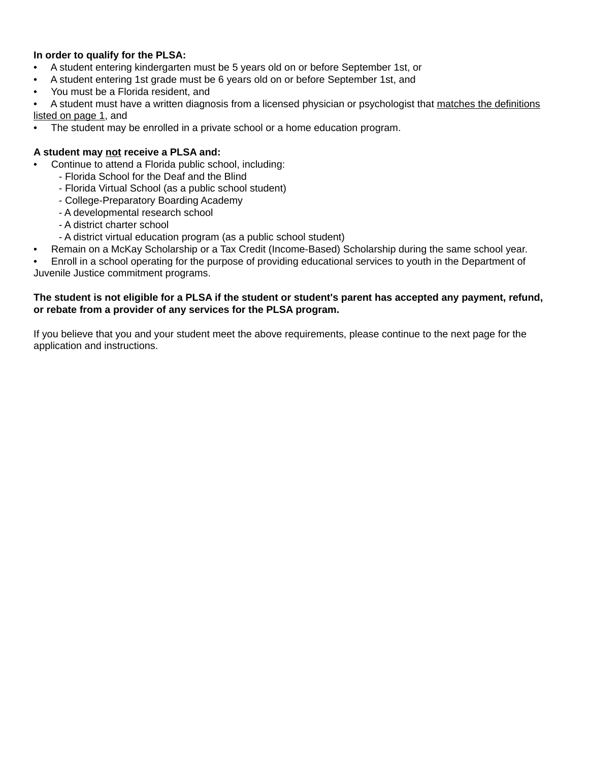**In order to qualify for the PLSA:**

- A student entering kindergarten must be 5 years old on or before September 1st, or
- A student entering 1st grade must be 6 years old on or before September 1st, and
- You must be a Florida resident, and
- A student must have a written diagnosis from a licensed physician or psychologist that matches the definitions listed on page 1, and
- The student may be enrolled in a private school or a home education program.

**A student may not receive a PLSA and:**

- Continue to attend a Florida public school, including:
  - Florida School for the Deaf and the Blind
  - Florida Virtual School (as a public school student)
  - College-Preparatory Boarding Academy
  - A developmental research school
  - A district charter school
  - A district virtual education program (as a public school student)
- Remain on a McKay Scholarship or a Tax Credit (Income-Based) Scholarship during the same school year.
- Enroll in a school operating for the purpose of providing educational services to youth in the Department of Juvenile Justice commitment programs.

**The student is not eligible for a PLSA if the student or student's parent has accepted any payment, refund, or rebate from a provider of any services for the PLSA program.**

If you believe that you and your student meet the above requirements, please continue to the next page for the application and instructions.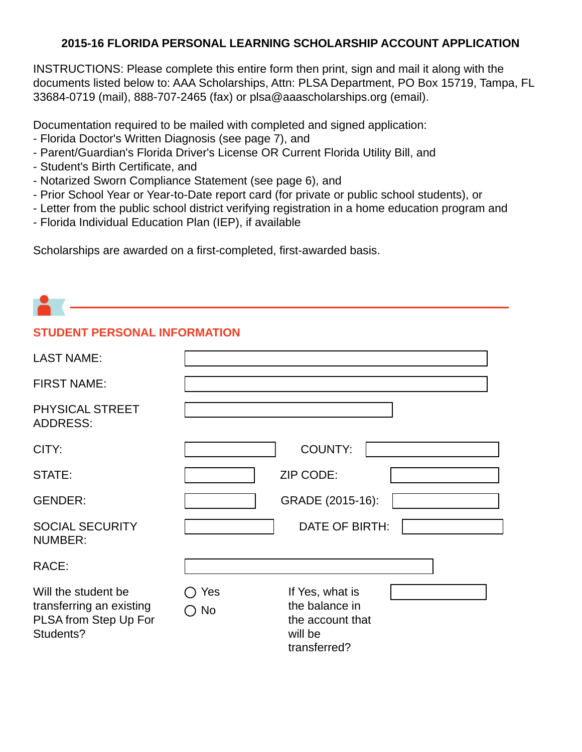# 2015-16 FLORIDA PERSONAL LEARNING SCHOLARSHIP ACCOUNT APPLICATION

INSTRUCTIONS: Please complete this entire form then print, sign and mail it along with the documents listed below to: AAA Scholarships, Attn: PLSA Department, PO Box 15719, Tampa, FL 33684-0719 (mail), 888-707-2465 (fax) or plsa@aaascholarships.org (email).

Documentation required to be mailed with completed and signed application:
- Florida Doctor's Written Diagnosis (see page 7), and
- Parent/Guardian's Florida Driver's License OR Current Florida Utility Bill, and
- Student's Birth Certificate, and
- Notarized Sworn Compliance Statement (see page 6), and
- Prior School Year or Year-to-Date report card (for private or public school students), or
- Letter from the public school district verifying registration in a home education program and
- Florida Individual Education Plan (IEP), if available

Scholarships are awarded on a first-completed, first-awarded basis.

## STUDENT PERSONAL INFORMATION

LAST NAME:

FIRST NAME:

PHYSICAL STREET ADDRESS:

CITY: COUNTY:

STATE: ZIP CODE:

GENDER: GRADE (2015-16):

SOCIAL SECURITY NUMBER: DATE OF BIRTH:

RACE:

Will the student be transferring an existing PLSA from Step Up For Students?

◯ Yes
◯ No

If Yes, what is the balance in the account that will be transferred?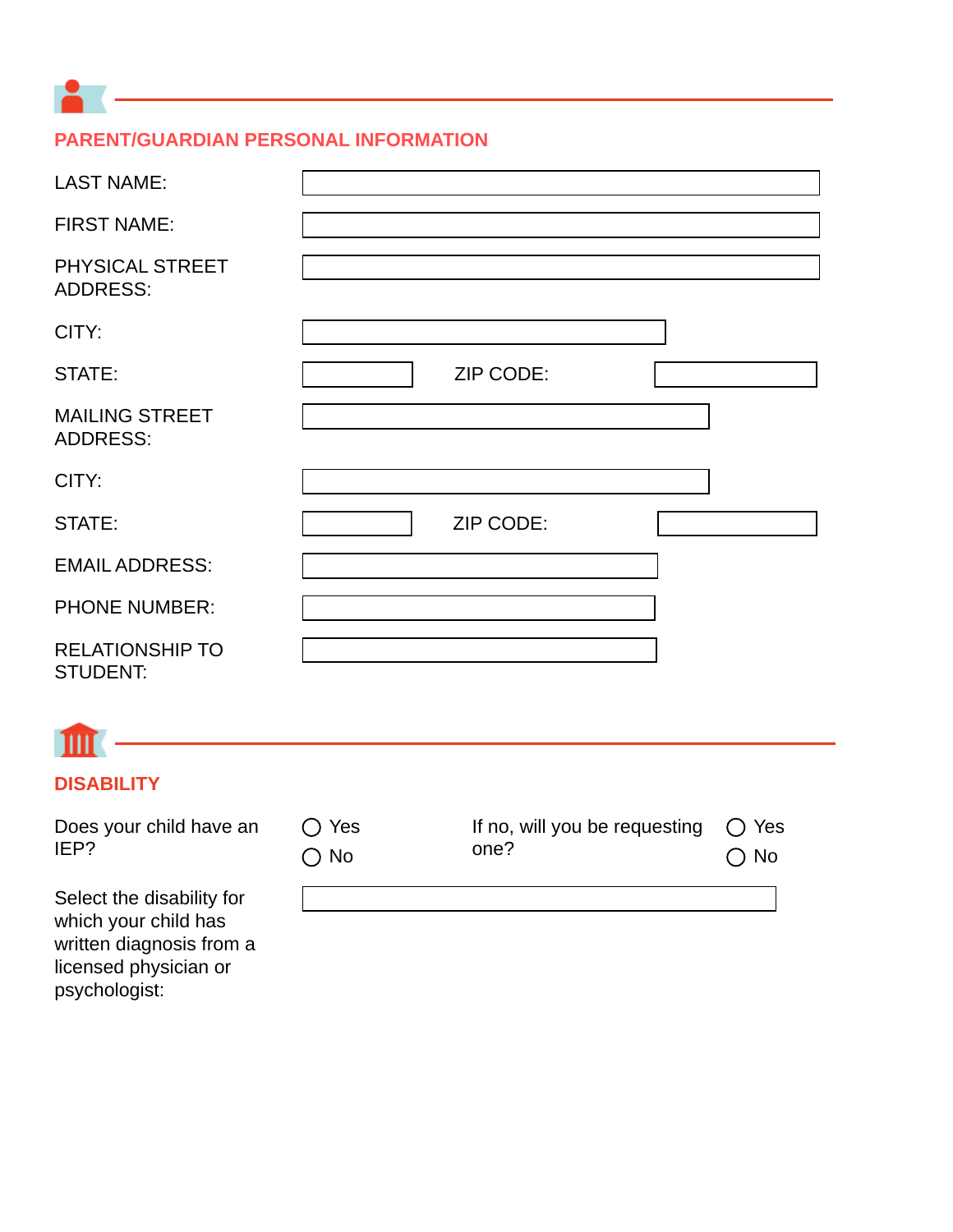## PARENT/GUARDIAN PERSONAL INFORMATION

LAST NAME:

FIRST NAME:

PHYSICAL STREET ADDRESS:

CITY:

STATE: ZIP CODE:

MAILING STREET ADDRESS:

CITY:

STATE: ZIP CODE:

EMAIL ADDRESS:

PHONE NUMBER:

RELATIONSHIP TO STUDENT:

## DISABILITY

Does your child have an IEP?

◯ Yes
◯ No

If no, will you be requesting one?

◯ Yes
◯ No

Select the disability for which your child has written diagnosis from a licensed physician or psychologist: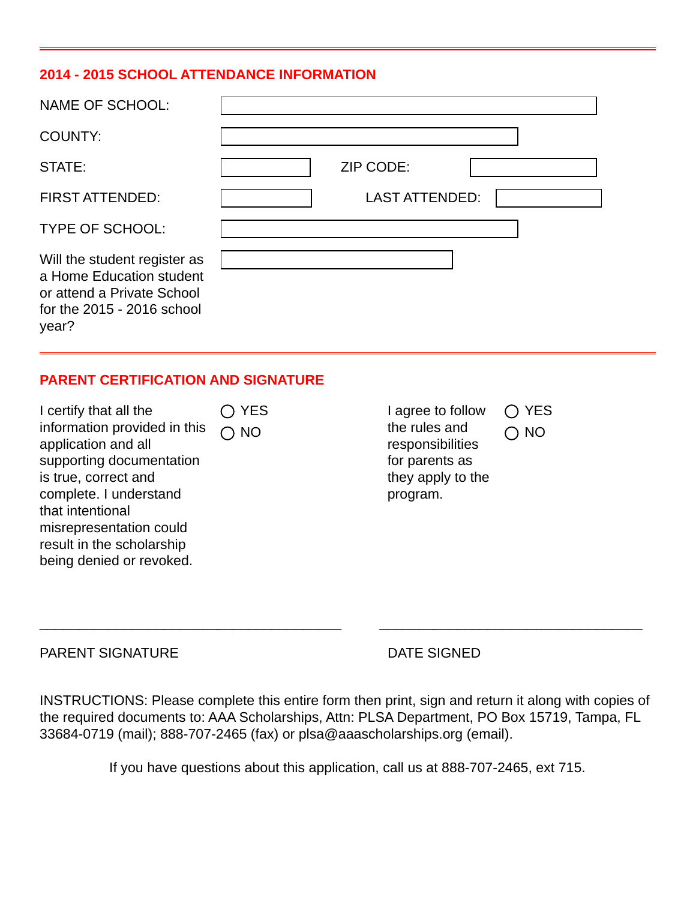## 2014 - 2015 SCHOOL ATTENDANCE INFORMATION

NAME OF SCHOOL:

COUNTY:

STATE: ZIP CODE:

FIRST ATTENDED: LAST ATTENDED:

TYPE OF SCHOOL:

Will the student register as a Home Education student or attend a Private School for the 2015 - 2016 school year?

## PARENT CERTIFICATION AND SIGNATURE

I certify that all the information provided in this application and all supporting documentation is true, correct and complete. I understand that intentional misrepresentation could result in the scholarship being denied or revoked.

◯ YES
◯ NO

I agree to follow the rules and responsibilities for parents as they apply to the program.

◯ YES
◯ NO

\_\_\_\_\_\_\_\_\_\_\_\_\_\_\_\_\_\_\_\_\_\_\_\_\_\_\_\_\_\_\_\_\_\_\_\_\_\_\_\_ \_\_\_\_\_\_\_\_\_\_\_\_\_\_\_\_\_\_\_\_\_\_\_\_\_\_\_\_\_\_\_\_\_\_\_

PARENT SIGNATURE DATE SIGNED

INSTRUCTIONS: Please complete this entire form then print, sign and return it along with copies of the required documents to: AAA Scholarships, Attn: PLSA Department, PO Box 15719, Tampa, FL 33684-0719 (mail); 888-707-2465 (fax) or plsa@aaascholarships.org (email).

If you have questions about this application, call us at 888-707-2465, ext 715.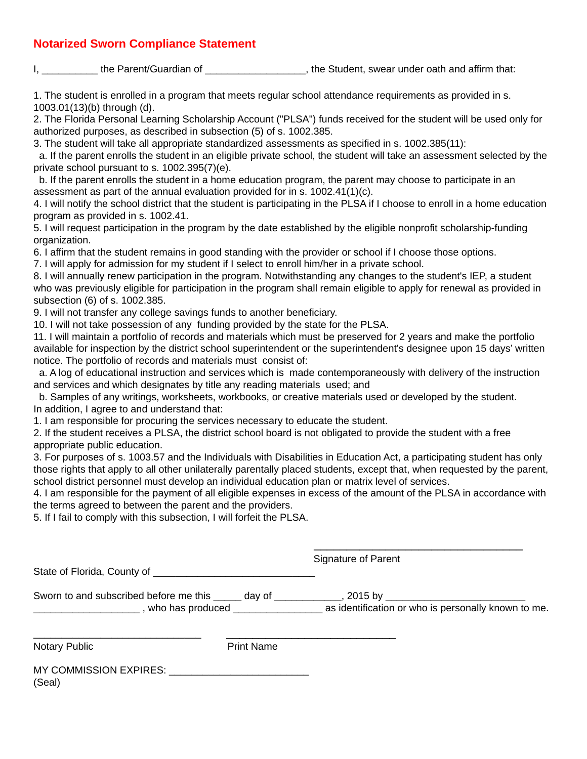## Notarized Sworn Compliance Statement

I, __________ the Parent/Guardian of __________________, the Student, swear under oath and affirm that:

1. The student is enrolled in a program that meets regular school attendance requirements as provided in s. 1003.01(13)(b) through (d).
2. The Florida Personal Learning Scholarship Account ("PLSA") funds received for the student will be used only for authorized purposes, as described in subsection (5) of s. 1002.385.
3. The student will take all appropriate standardized assessments as specified in s. 1002.385(11):
   a. If the parent enrolls the student in an eligible private school, the student will take an assessment selected by the private school pursuant to s. 1002.395(7)(e).
   b. If the parent enrolls the student in a home education program, the parent may choose to participate in an assessment as part of the annual evaluation provided for in s. 1002.41(1)(c).
4. I will notify the school district that the student is participating in the PLSA if I choose to enroll in a home education program as provided in s. 1002.41.
5. I will request participation in the program by the date established by the eligible nonprofit scholarship-funding organization.
6. I affirm that the student remains in good standing with the provider or school if I choose those options.
7. I will apply for admission for my student if I select to enroll him/her in a private school.
8. I will annually renew participation in the program. Notwithstanding any changes to the student's IEP, a student who was previously eligible for participation in the program shall remain eligible to apply for renewal as provided in subsection (6) of s. 1002.385.
9. I will not transfer any college savings funds to another beneficiary.
10. I will not take possession of any funding provided by the state for the PLSA.
11. I will maintain a portfolio of records and materials which must be preserved for 2 years and make the portfolio available for inspection by the district school superintendent or the superintendent's designee upon 15 days' written notice. The portfolio of records and materials must consist of:
    a. A log of educational instruction and services which is made contemporaneously with delivery of the instruction and services and which designates by title any reading materials used; and
    b. Samples of any writings, worksheets, workbooks, or creative materials used or developed by the student.

In addition, I agree to and understand that:

1. I am responsible for procuring the services necessary to educate the student.
2. If the student receives a PLSA, the district school board is not obligated to provide the student with a free appropriate public education.
3. For purposes of s. 1003.57 and the Individuals with Disabilities in Education Act, a participating student has only those rights that apply to all other unilaterally parentally placed students, except that, when requested by the parent, school district personnel must develop an individual education plan or matrix level of services.
4. I am responsible for the payment of all eligible expenses in excess of the amount of the PLSA in accordance with the terms agreed to between the parent and the providers.
5. If I fail to comply with this subsection, I will forfeit the PLSA.

______________________________________
Signature of Parent

State of Florida, County of _____________________________

Sworn to and subscribed before me this _____ day of ____________, 2015 by _________________________ ___________________ , who has produced ________________ as identification or who is personally known to me.

______________________________ ______________________________
Notary Public Print Name

MY COMMISSION EXPIRES: _________________________
(Seal)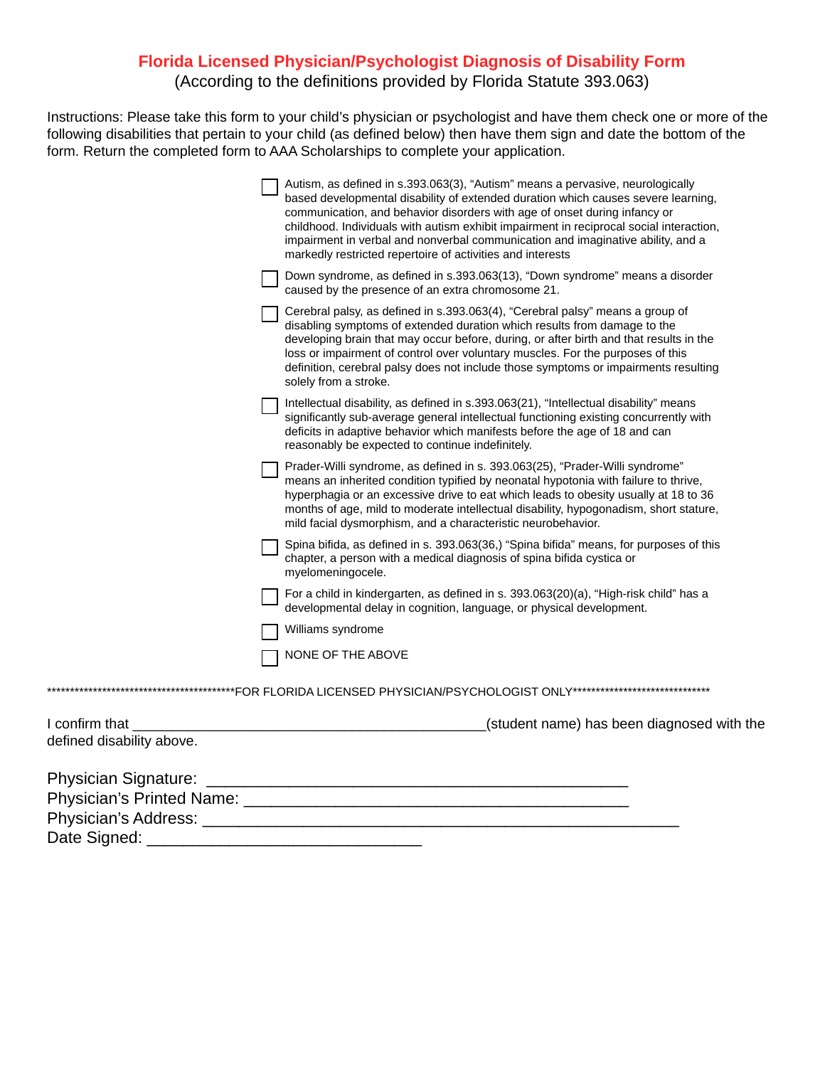# Florida Licensed Physician/Psychologist Diagnosis of Disability Form

(According to the definitions provided by Florida Statute 393.063)

Instructions: Please take this form to your child's physician or psychologist and have them check one or more of the following disabilities that pertain to your child (as defined below) then have them sign and date the bottom of the form. Return the completed form to AAA Scholarships to complete your application.

- ☐ Autism, as defined in s.393.063(3), "Autism" means a pervasive, neurologically based developmental disability of extended duration which causes severe learning, communication, and behavior disorders with age of onset during infancy or childhood. Individuals with autism exhibit impairment in reciprocal social interaction, impairment in verbal and nonverbal communication and imaginative ability, and a markedly restricted repertoire of activities and interests
- ☐ Down syndrome, as defined in s.393.063(13), "Down syndrome" means a disorder caused by the presence of an extra chromosome 21.
- ☐ Cerebral palsy, as defined in s.393.063(4), "Cerebral palsy" means a group of disabling symptoms of extended duration which results from damage to the developing brain that may occur before, during, or after birth and that results in the loss or impairment of control over voluntary muscles. For the purposes of this definition, cerebral palsy does not include those symptoms or impairments resulting solely from a stroke.
- ☐ Intellectual disability, as defined in s.393.063(21), "Intellectual disability" means significantly sub-average general intellectual functioning existing concurrently with deficits in adaptive behavior which manifests before the age of 18 and can reasonably be expected to continue indefinitely.
- ☐ Prader-Willi syndrome, as defined in s. 393.063(25), "Prader-Willi syndrome" means an inherited condition typified by neonatal hypotonia with failure to thrive, hyperphagia or an excessive drive to eat which leads to obesity usually at 18 to 36 months of age, mild to moderate intellectual disability, hypogonadism, short stature, mild facial dysmorphism, and a characteristic neurobehavior.
- ☐ Spina bifida, as defined in s. 393.063(36,) "Spina bifida" means, for purposes of this chapter, a person with a medical diagnosis of spina bifida cystica or myelomeningocele.
- ☐ For a child in kindergarten, as defined in s. 393.063(20)(a), "High-risk child" has a developmental delay in cognition, language, or physical development.
- ☐ Williams syndrome
- ☐ NONE OF THE ABOVE

*******************************************FOR FLORIDA LICENSED PHYSICIAN/PSYCHOLOGIST ONLY*******************************

I confirm that ____________________________________________(student name) has been diagnosed with the defined disability above.

Physician Signature: ________________________________________________

Physician's Printed Name: ____________________________________________

Physician's Address: __________________________________________________________

Date Signed: ________________________________